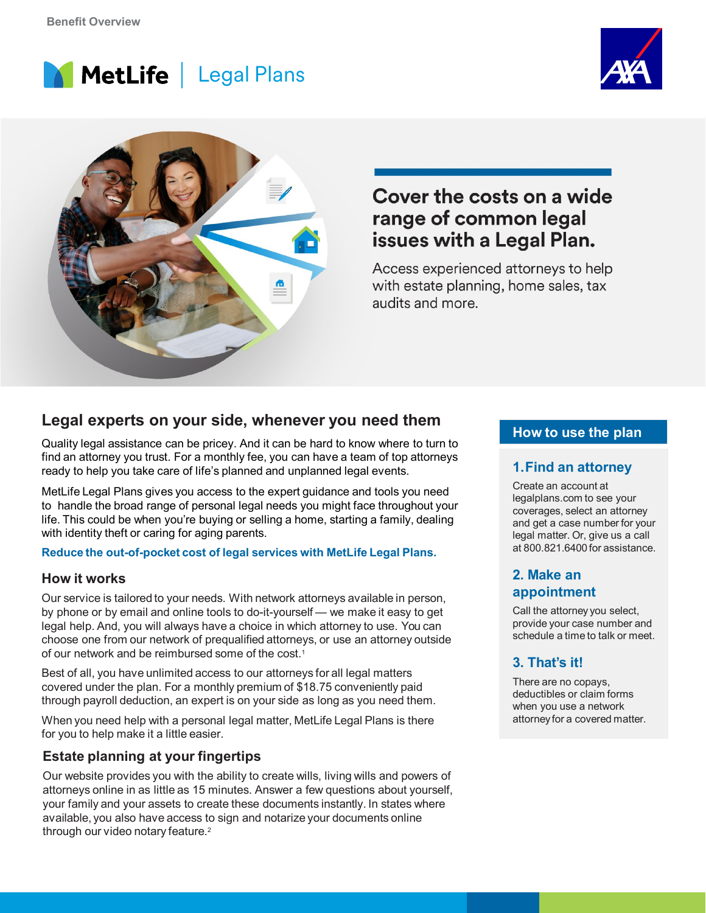Benefit Overview

MetLife | Legal Plans

# Cover the costs on a wide range of common legal issues with a Legal Plan.

Access experienced attorneys to help with estate planning, home sales, tax audits and more.

## Legal experts on your side, whenever you need them

Quality legal assistance can be pricey. And it can be hard to know where to turn to find an attorney you trust. For a monthly fee, you can have a team of top attorneys ready to help you take care of life's planned and unplanned legal events.

MetLife Legal Plans gives you access to the expert guidance and tools you need to handle the broad range of personal legal needs you might face throughout your life. This could be when you're buying or selling a home, starting a family, dealing with identity theft or caring for aging parents.

**Reduce the out-of-pocket cost of legal services with MetLife Legal Plans.**

### How it works

Our service is tailored to your needs. With network attorneys available in person, by phone or by email and online tools to do-it-yourself — we make it easy to get legal help. And, you will always have a choice in which attorney to use. You can choose one from our network of prequalified attorneys, or use an attorney outside of our network and be reimbursed some of the cost.[1]

Best of all, you have unlimited access to our attorneys for all legal matters covered under the plan. For a monthly premium of $18.75 conveniently paid through payroll deduction, an expert is on your side as long as you need them.

When you need help with a personal legal matter, MetLife Legal Plans is there for you to help make it a little easier.

### Estate planning at your fingertips

Our website provides you with the ability to create wills, living wills and powers of attorneys online in as little as 15 minutes. Answer a few questions about yourself, your family and your assets to create these documents instantly. In states where available, you also have access to sign and notarize your documents online through our video notary feature.[2]

## How to use the plan

### 1. Find an attorney

Create an account at legalplans.com to see your coverages, select an attorney and get a case number for your legal matter. Or, give us a call at 800.821.6400 for assistance.

### 2. Make an appointment

Call the attorney you select, provide your case number and schedule a time to talk or meet.

### 3. That's it!

There are no copays, deductibles or claim forms when you use a network attorney for a covered matter.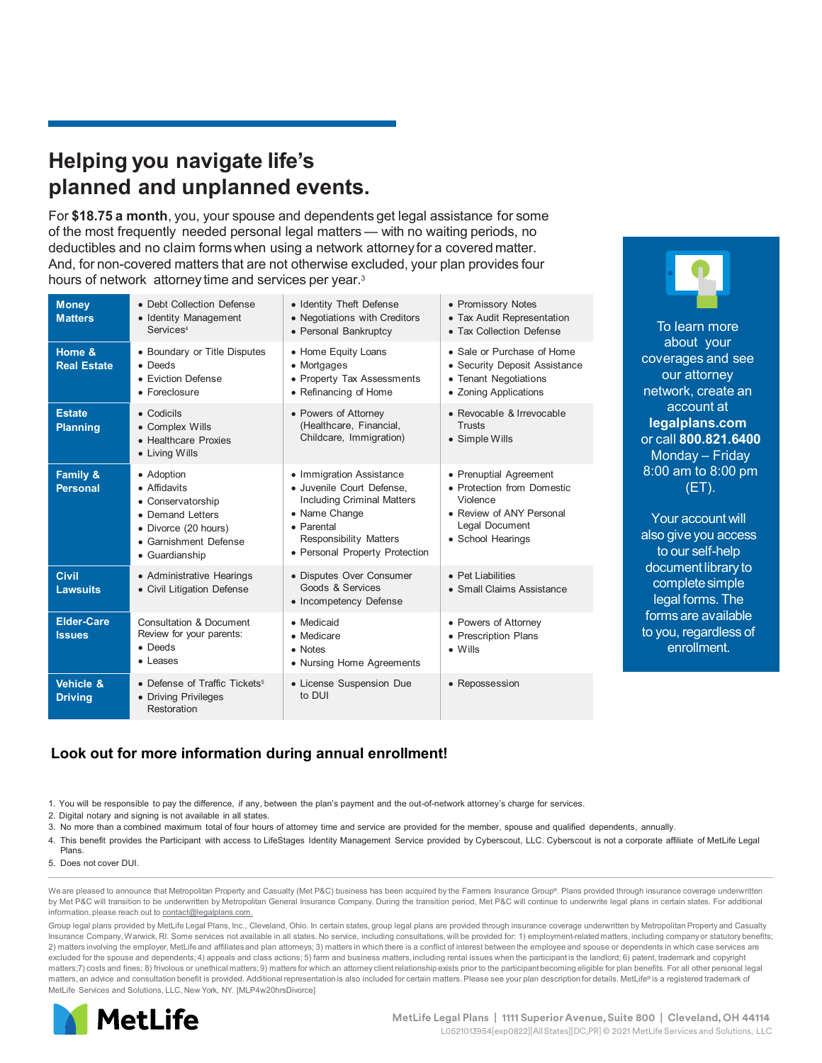## Helping you navigate life's planned and unplanned events.

For **$18.75 a month**, you, your spouse and dependents get legal assistance for some of the most frequently needed personal legal matters — with no waiting periods, no deductibles and no claim forms when using a network attorney for a covered matter. And, for non-covered matters that are not otherwise excluded, your plan provides four hours of network attorney time and services per year.[3]

| | | | |
|---|---|---|---|
| **Money Matters** | • Debt Collection Defense<br>• Identity Management Services[4] | • Identity Theft Defense<br>• Negotiations with Creditors<br>• Personal Bankruptcy | • Promissory Notes<br>• Tax Audit Representation<br>• Tax Collection Defense |
| **Home & Real Estate** | • Boundary or Title Disputes<br>• Deeds<br>• Eviction Defense<br>• Foreclosure | • Home Equity Loans<br>• Mortgages<br>• Property Tax Assessments<br>• Refinancing of Home | • Sale or Purchase of Home<br>• Security Deposit Assistance<br>• Tenant Negotiations<br>• Zoning Applications |
| **Estate Planning** | • Codicils<br>• Complex Wills<br>• Healthcare Proxies<br>• Living Wills | • Powers of Attorney (Healthcare, Financial, Childcare, Immigration) | • Revocable & Irrevocable Trusts<br>• Simple Wills |
| **Family & Personal** | • Adoption<br>• Affidavits<br>• Conservatorship<br>• Demand Letters<br>• Divorce (20 hours)<br>• Garnishment Defense<br>• Guardianship | • Immigration Assistance<br>• Juvenile Court Defense, Including Criminal Matters<br>• Name Change<br>• Parental Responsibility Matters<br>• Personal Property Protection | • Prenuptial Agreement<br>• Protection from Domestic Violence<br>• Review of ANY Personal Legal Document<br>• School Hearings |
| **Civil Lawsuits** | • Administrative Hearings<br>• Civil Litigation Defense | • Disputes Over Consumer Goods & Services<br>• Incompetency Defense | • Pet Liabilities<br>• Small Claims Assistance |
| **Elder-Care Issues** | Consultation & Document Review for your parents:<br>• Deeds<br>• Leases | • Medicaid<br>• Medicare<br>• Notes<br>• Nursing Home Agreements | • Powers of Attorney<br>• Prescription Plans<br>• Wills |
| **Vehicle & Driving** | • Defense of Traffic Tickets[5]<br>• Driving Privileges Restoration | • License Suspension Due to DUI | • Repossession |

To learn more about your coverages and see our attorney network, create an account at **legalplans.com** or call **800.821.6400** Monday – Friday 8:00 am to 8:00 pm (ET).

Your account will also give you access to our self-help document library to complete simple legal forms. The forms are available to you, regardless of enrollment.

### Look out for more information during annual enrollment!

1. You will be responsible to pay the difference, if any, between the plan's payment and the out-of-network attorney's charge for services.
2. Digital notary and signing is not available in all states.
3. No more than a combined maximum total of four hours of attorney time and service are provided for the member, spouse and qualified dependents, annually.
4. This benefit provides the Participant with access to LifeStages Identity Management Service provided by Cyberscout, LLC. Cyberscout is not a corporate affiliate of MetLife Legal Plans.
5. Does not cover DUI.

We are pleased to announce that Metropolitan Property and Casualty (Met P&C) business has been acquired by the Farmers Insurance Group®. Plans provided through insurance coverage underwritten by Met P&C will transition to be underwritten by Metropolitan General Insurance Company. During the transition period, Met P&C will continue to underwrite legal plans in certain states. For additional information, please reach out to contact@legalplans.com.

Group legal plans provided by MetLife Legal Plans, Inc., Cleveland, Ohio. In certain states, group legal plans are provided through insurance coverage underwritten by Metropolitan Property and Casualty Insurance Company, Warwick, RI. Some services not available in all states. No service, including consultations, will be provided for: 1) employment-related matters, including company or statutory benefits; 2) matters involving the employer, MetLife and affiliates and plan attorneys; 3) matters in which there is a conflict of interest between the employee and spouse or dependents in which case services are excluded for the spouse and dependents; 4) appeals and class actions; 5) farm and business matters, including rental issues when the participant is the landlord; 6) patent, trademark and copyright matters; 7) costs and fines; 8) frivolous or unethical matters; 9) matters for which an attorney client relationship exists prior to the participant becoming eligible for plan benefits. For all other personal legal matters, an advice and consultation benefit is provided. Additional representation is also included for certain matters. Please see your plan description for details. MetLife® is a registered trademark of MetLife Services and Solutions, LLC, New York, NY. [MLP4w20hrsDivorce]

MetLife

MetLife Legal Plans | 1111 Superior Avenue, Suite 800 | Cleveland, OH 44114
L0521013954[exp0822][All States][DC,PR] © 2021 MetLife Services and Solutions, LLC